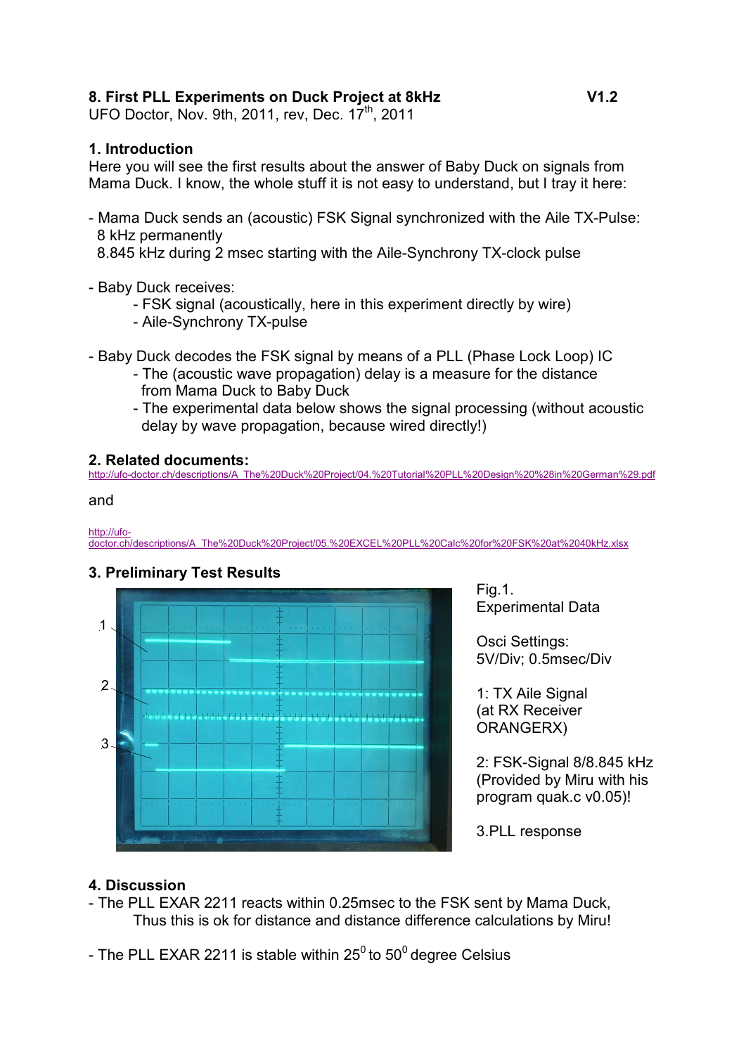## 8. First PLL Experiments on Duck Project at 8kHz V1.2

UFO Doctor, Nov. 9th, 2011, rev, Dec. $17^{th}$, 2011

### 1. Introduction

Here you will see the first results about the answer of Baby Duck on signals from Mama Duck. I know, the whole stuff it is not easy to understand, but I tray it here:

- Mama Duck sends an (acoustic) FSK Signal synchronized with the Aile TX-Pulse:
  8 kHz permanently
  8.845 kHz during 2 msec starting with the Aile-Synchrony TX-clock pulse

- Baby Duck receives:
  - FSK signal (acoustically, here in this experiment directly by wire)
  - Aile-Synchrony TX-pulse

- Baby Duck decodes the FSK signal by means of a PLL (Phase Lock Loop) IC
  - The (acoustic wave propagation) delay is a measure for the distance from Mama Duck to Baby Duck
  - The experimental data below shows the signal processing (without acoustic delay by wave propagation, because wired directly!)

### 2. Related documents:

http://ufo-doctor.ch/descriptions/A_The%20Duck%20Project/04.%20Tutorial%20PLL%20Design%20%28in%20German%29.pdf

and

http://ufo-doctor.ch/descriptions/A_The%20Duck%20Project/05.%20EXCEL%20PLL%20Calc%20for%20FSK%20at%2040kHz.xlsx

### 3. Preliminary Test Results

Fig.1.
Experimental Data

Osci Settings:
5V/Div; 0.5msec/Div

1: TX Aile Signal (at RX Receiver ORANGERX)

2: FSK-Signal 8/8.845 kHz (Provided by Miru with his program quak.c v0.05)!

3.PLL response

### 4. Discussion

- The PLL EXAR 2211 reacts within 0.25msec to the FSK sent by Mama Duck, Thus this is ok for distance and distance difference calculations by Miru!

- The PLL EXAR 2211 is stable within $25^0$ to $50^0$ degree Celsius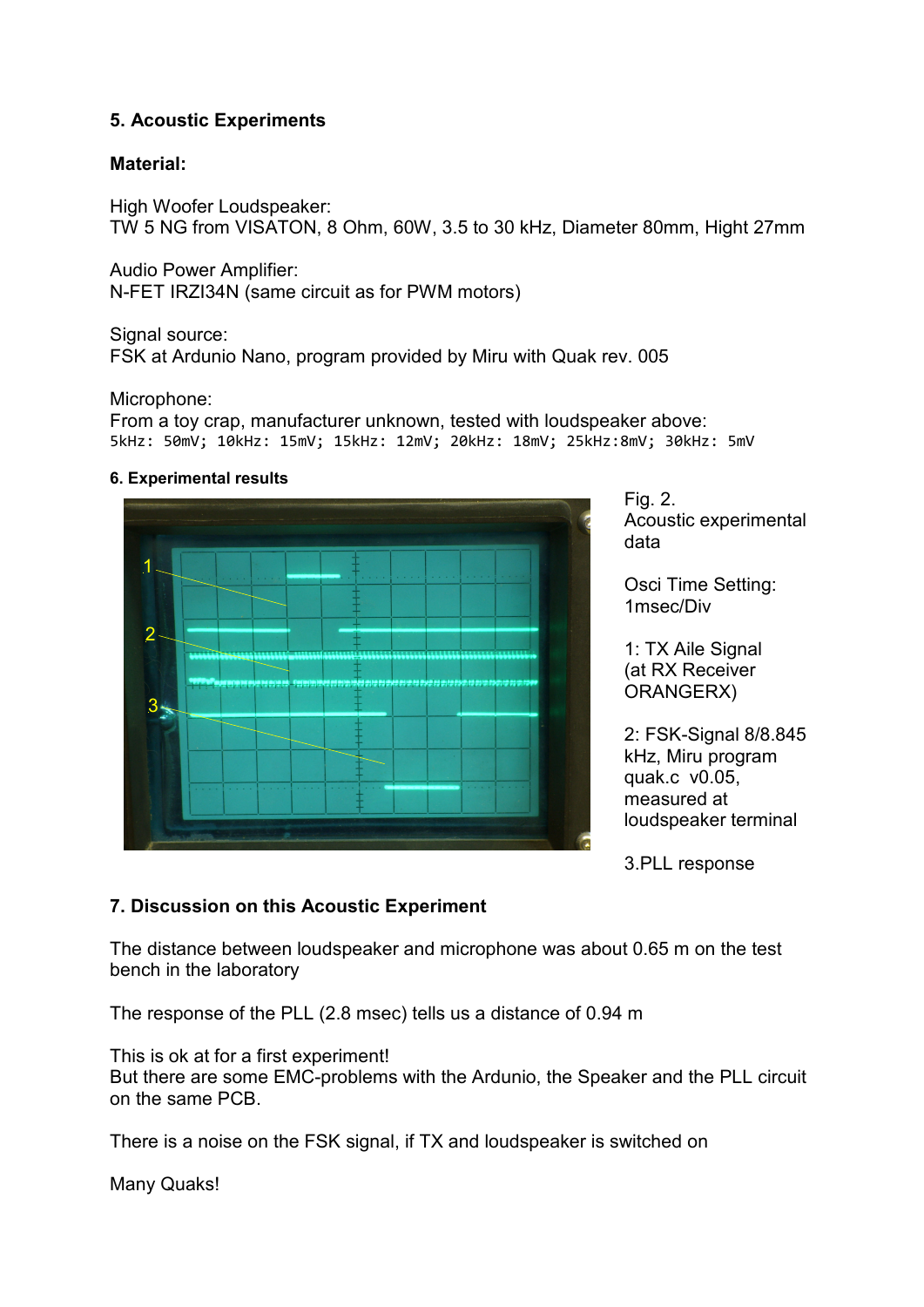**5. Acoustic Experiments**

**Material:**

High Woofer Loudspeaker:
TW 5 NG from VISATON, 8 Ohm, 60W, 3.5 to 30 kHz, Diameter 80mm, Hight 27mm

Audio Power Amplifier:
N-FET IRZI34N (same circuit as for PWM motors)

Signal source:
FSK at Ardunio Nano, program provided by Miru with Quak rev. 005

Microphone:
From a toy crap, manufacturer unknown, tested with loudspeaker above:
5kHz: 50mV; 10kHz: 15mV; 15kHz: 12mV; 20kHz: 18mV; 25kHz:8mV; 30kHz: 5mV

**6. Experimental results**

1

2

3

Fig. 2.
Acoustic experimental data

Osci Time Setting: 1msec/Div

1: TX Aile Signal (at RX Receiver ORANGERX)

2: FSK-Signal 8/8.845 kHz, Miru program quak.c v0.05, measured at loudspeaker terminal

3.PLL response

**7. Discussion on this Acoustic Experiment**

The distance between loudspeaker and microphone was about 0.65 m on the test bench in the laboratory

The response of the PLL (2.8 msec) tells us a distance of 0.94 m

This is ok at for a first experiment!
But there are some EMC-problems with the Ardunio, the Speaker and the PLL circuit on the same PCB.

There is a noise on the FSK signal, if TX and loudspeaker is switched on

Many Quaks!